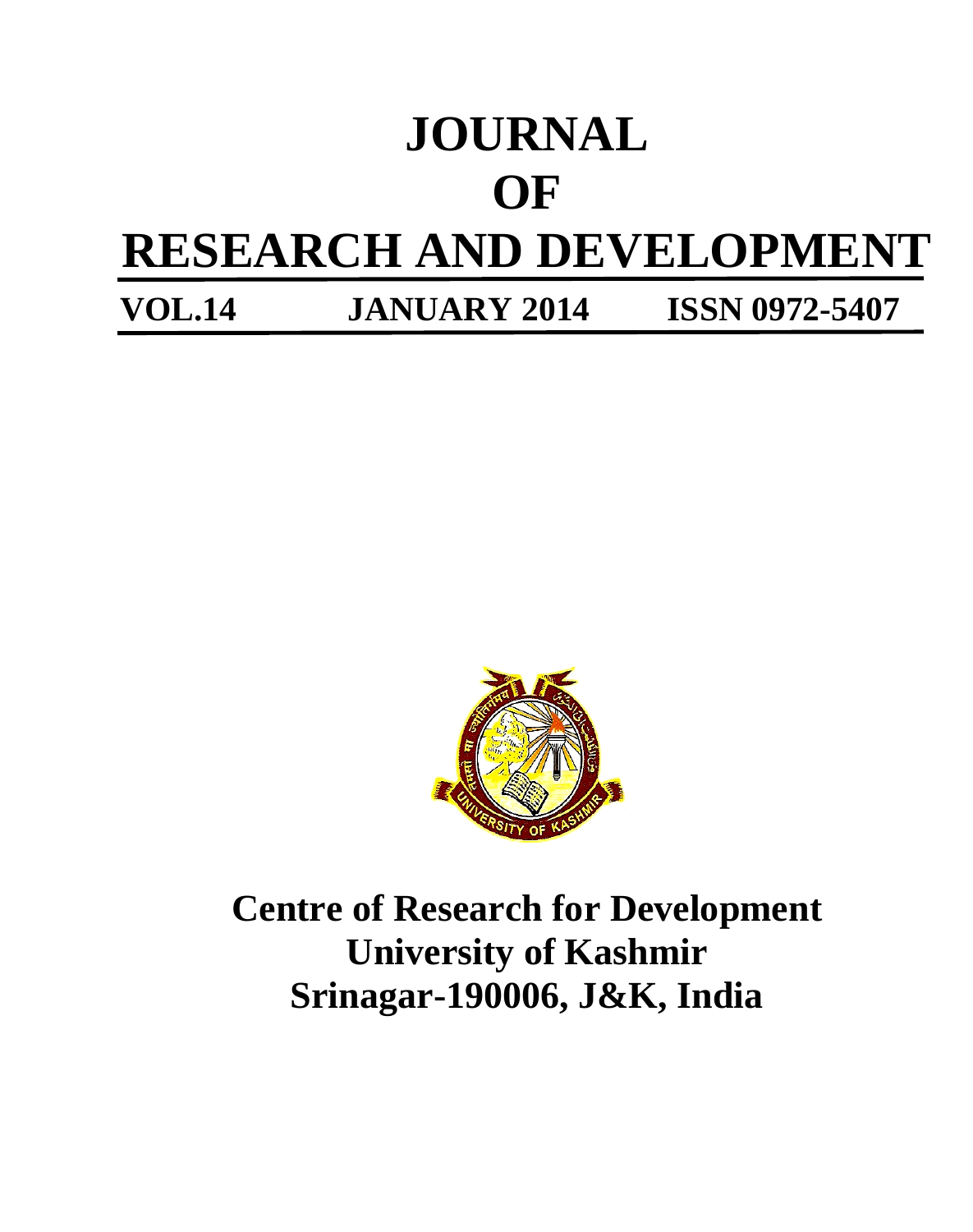# JOURNAL OF RESEARCH AND DEVELOPMENT

**VOL.14 JANUARY 2014 ISSN 0972-5407**

**Centre of Research for Development**
**University of Kashmir**
**Srinagar-190006, J&K, India**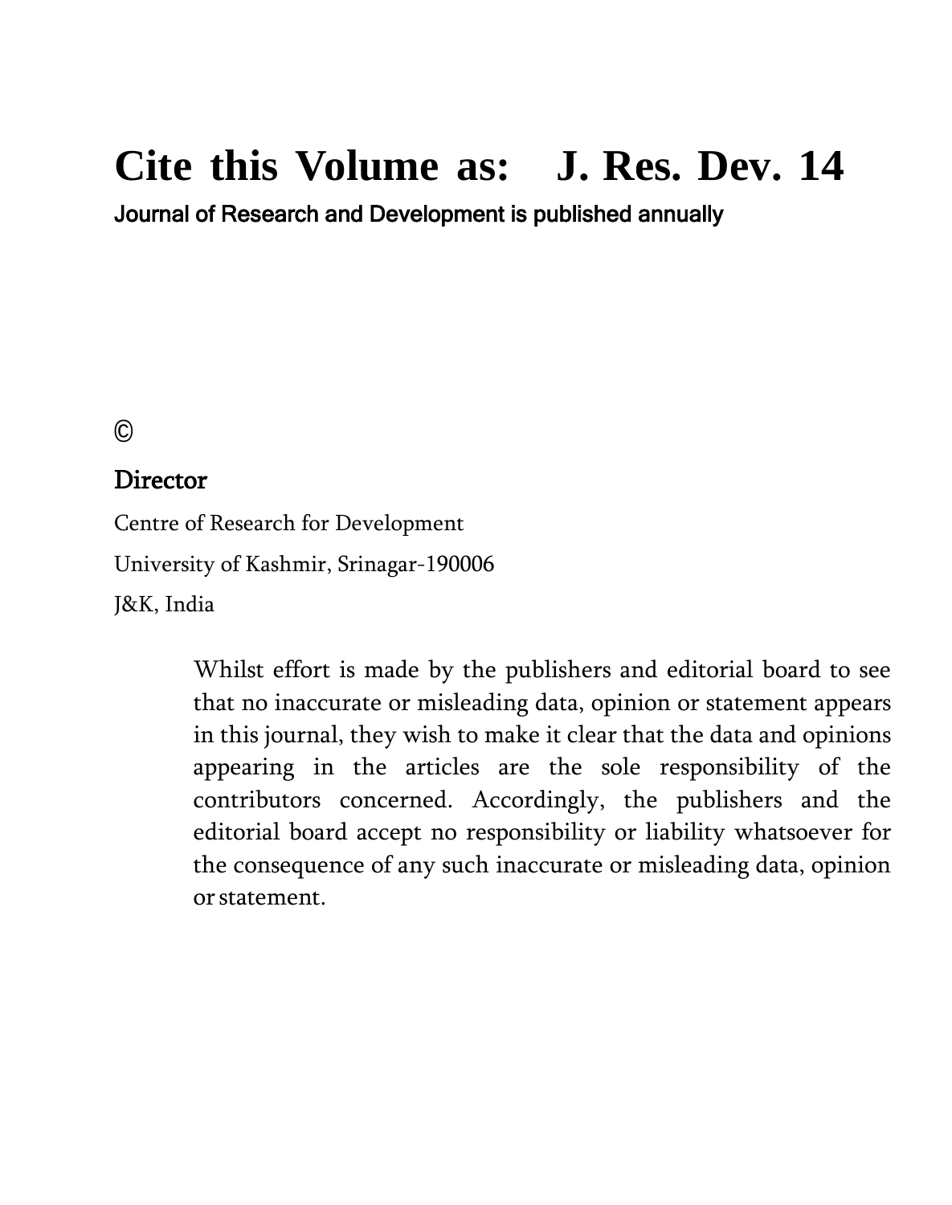# Cite this Volume as: J. Res. Dev. 14

Journal of Research and Development is published annually

©

**Director**

Centre of Research for Development

University of Kashmir, Srinagar-190006

J&K, India

> Whilst effort is made by the publishers and editorial board to see that no inaccurate or misleading data, opinion or statement appears in this journal, they wish to make it clear that the data and opinions appearing in the articles are the sole responsibility of the contributors concerned. Accordingly, the publishers and the editorial board accept no responsibility or liability whatsoever for the consequence of any such inaccurate or misleading data, opinion or statement.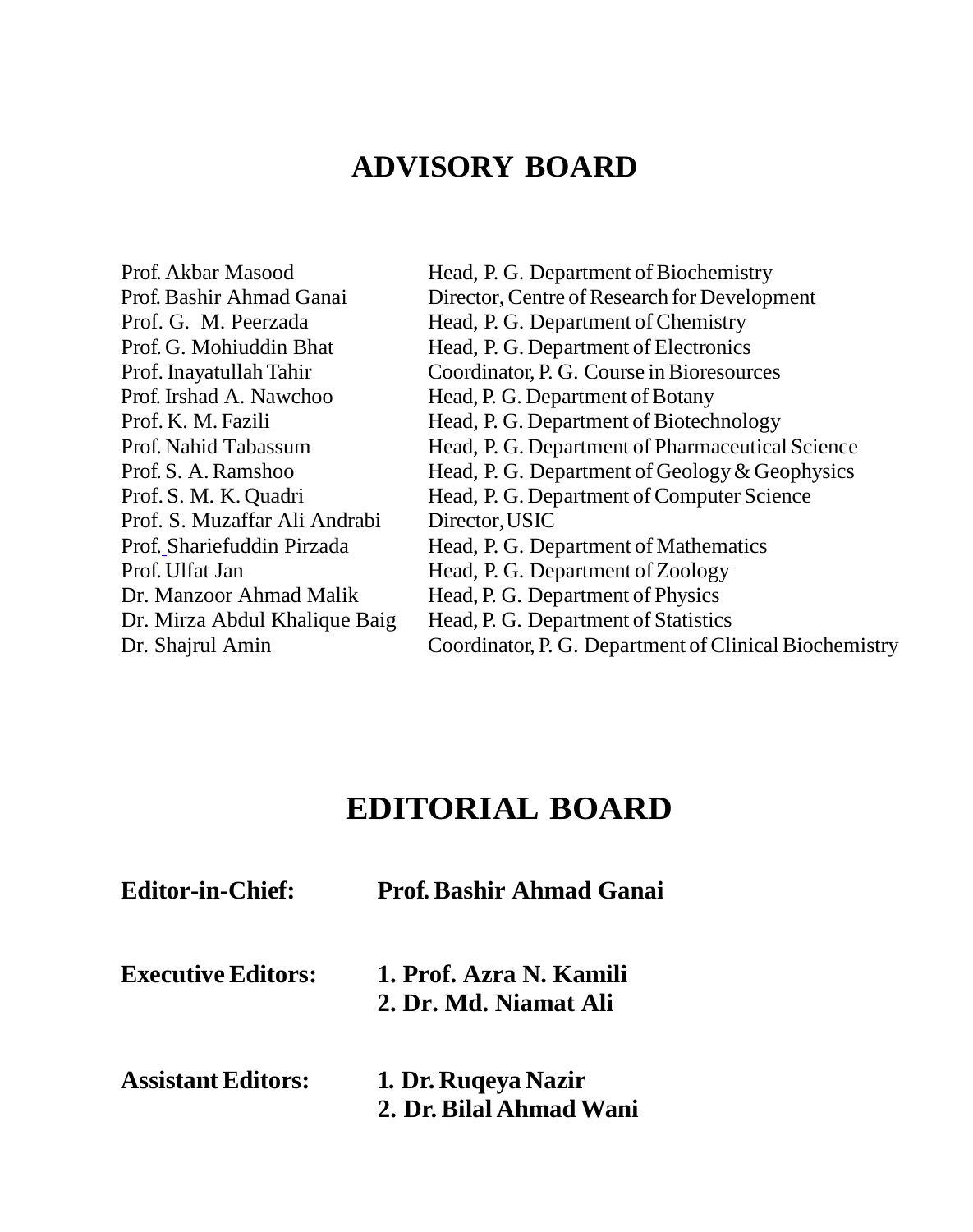# ADVISORY BOARD

| | |
|---|---|
| Prof. Akbar Masood | Head, P. G. Department of Biochemistry |
| Prof. Bashir Ahmad Ganai | Director, Centre of Research for Development |
| Prof. G. M. Peerzada | Head, P. G. Department of Chemistry |
| Prof. G. Mohiuddin Bhat | Head, P. G. Department of Electronics |
| Prof. Inayatullah Tahir | Coordinator, P. G. Course in Bioresources |
| Prof. Irshad A. Nawchoo | Head, P. G. Department of Botany |
| Prof. K. M. Fazili | Head, P. G. Department of Biotechnology |
| Prof. Nahid Tabassum | Head, P. G. Department of Pharmaceutical Science |
| Prof. S. A. Ramshoo | Head, P. G. Department of Geology & Geophysics |
| Prof. S. M. K. Quadri | Head, P. G. Department of Computer Science |
| Prof. S. Muzaffar Ali Andrabi | Director, USIC |
| Prof. Shariefuddin Pirzada | Head, P. G. Department of Mathematics |
| Prof. Ulfat Jan | Head, P. G. Department of Zoology |
| Dr. Manzoor Ahmad Malik | Head, P. G. Department of Physics |
| Dr. Mirza Abdul Khalique Baig | Head, P. G. Department of Statistics |
| Dr. Shajrul Amin | Coordinator, P. G. Department of Clinical Biochemistry |

# EDITORIAL BOARD

**Editor-in-Chief:** **Prof. Bashir Ahmad Ganai**

**Executive Editors:**
1. **Prof. Azra N. Kamili**
2. **Dr. Md. Niamat Ali**

**Assistant Editors:**
1. **Dr. Ruqeya Nazir**
2. **Dr. Bilal Ahmad Wani**